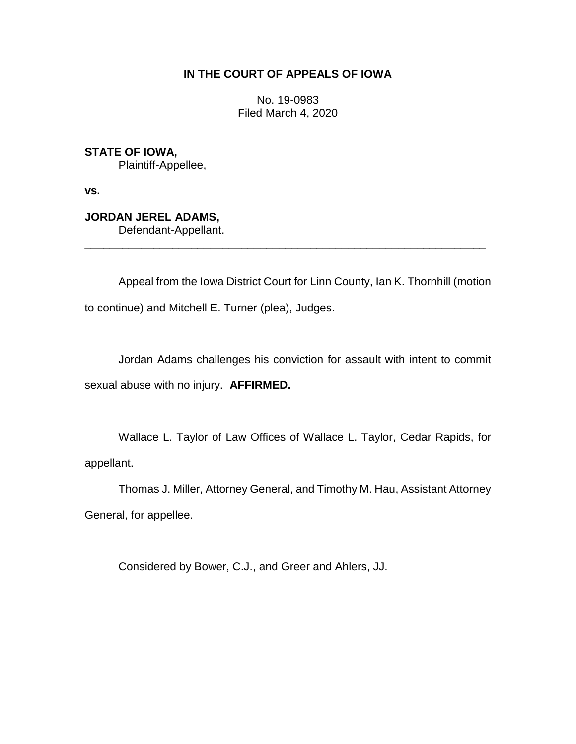**IN THE COURT OF APPEALS OF IOWA**

No. 19-0983
Filed March 4, 2020

**STATE OF IOWA,**
Plaintiff-Appellee,

**vs.**

**JORDAN JEREL ADAMS,**
Defendant-Appellant.

---

Appeal from the Iowa District Court for Linn County, Ian K. Thornhill (motion to continue) and Mitchell E. Turner (plea), Judges.

Jordan Adams challenges his conviction for assault with intent to commit sexual abuse with no injury. **AFFIRMED.**

Wallace L. Taylor of Law Offices of Wallace L. Taylor, Cedar Rapids, for appellant.

Thomas J. Miller, Attorney General, and Timothy M. Hau, Assistant Attorney General, for appellee.

Considered by Bower, C.J., and Greer and Ahlers, JJ.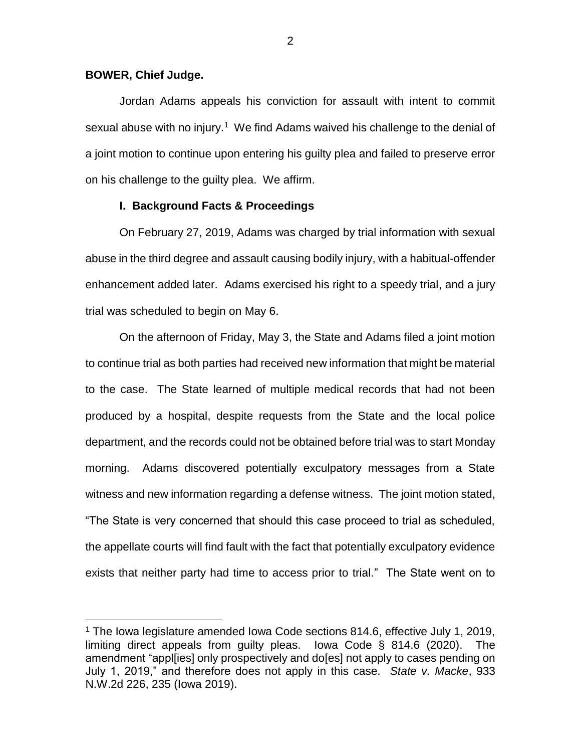**BOWER, Chief Judge.**

Jordan Adams appeals his conviction for assault with intent to commit sexual abuse with no injury.[1] We find Adams waived his challenge to the denial of a joint motion to continue upon entering his guilty plea and failed to preserve error on his challenge to the guilty plea. We affirm.

## I. Background Facts & Proceedings

On February 27, 2019, Adams was charged by trial information with sexual abuse in the third degree and assault causing bodily injury, with a habitual-offender enhancement added later. Adams exercised his right to a speedy trial, and a jury trial was scheduled to begin on May 6.

On the afternoon of Friday, May 3, the State and Adams filed a joint motion to continue trial as both parties had received new information that might be material to the case. The State learned of multiple medical records that had not been produced by a hospital, despite requests from the State and the local police department, and the records could not be obtained before trial was to start Monday morning. Adams discovered potentially exculpatory messages from a State witness and new information regarding a defense witness. The joint motion stated, "The State is very concerned that should this case proceed to trial as scheduled, the appellate courts will find fault with the fact that potentially exculpatory evidence exists that neither party had time to access prior to trial." The State went on to

---

[1] The Iowa legislature amended Iowa Code sections 814.6, effective July 1, 2019, limiting direct appeals from guilty pleas. Iowa Code § 814.6 (2020). The amendment "appl[ies] only prospectively and do[es] not apply to cases pending on July 1, 2019," and therefore does not apply in this case. *State v. Macke*, 933 N.W.2d 226, 235 (Iowa 2019).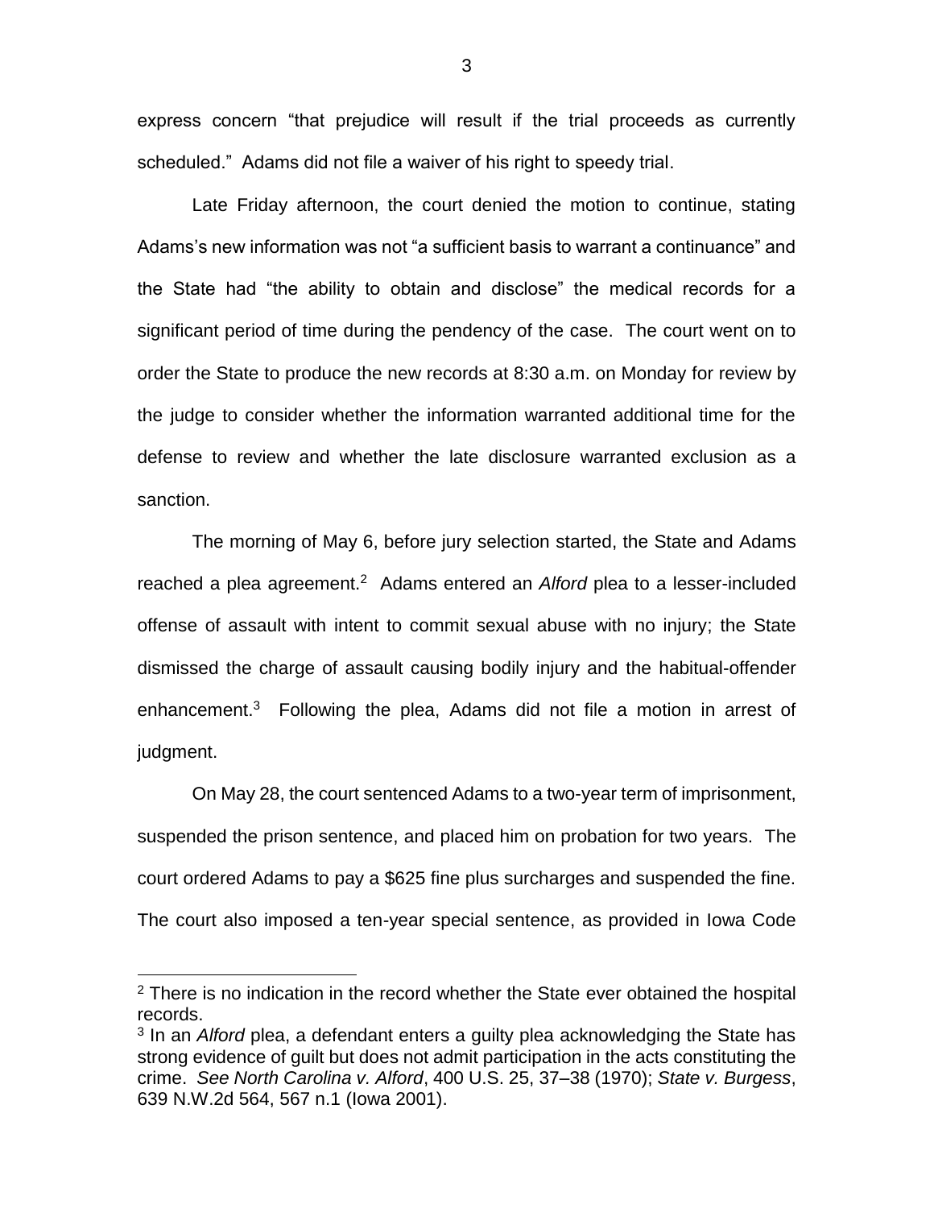express concern "that prejudice will result if the trial proceeds as currently scheduled." Adams did not file a waiver of his right to speedy trial.

Late Friday afternoon, the court denied the motion to continue, stating Adams's new information was not "a sufficient basis to warrant a continuance" and the State had "the ability to obtain and disclose" the medical records for a significant period of time during the pendency of the case. The court went on to order the State to produce the new records at 8:30 a.m. on Monday for review by the judge to consider whether the information warranted additional time for the defense to review and whether the late disclosure warranted exclusion as a sanction.

The morning of May 6, before jury selection started, the State and Adams reached a plea agreement.[2] Adams entered an *Alford* plea to a lesser-included offense of assault with intent to commit sexual abuse with no injury; the State dismissed the charge of assault causing bodily injury and the habitual-offender enhancement.[3] Following the plea, Adams did not file a motion in arrest of judgment.

On May 28, the court sentenced Adams to a two-year term of imprisonment, suspended the prison sentence, and placed him on probation for two years. The court ordered Adams to pay a $625 fine plus surcharges and suspended the fine. The court also imposed a ten-year special sentence, as provided in Iowa Code

---

[2] There is no indication in the record whether the State ever obtained the hospital records.

[3] In an *Alford* plea, a defendant enters a guilty plea acknowledging the State has strong evidence of guilt but does not admit participation in the acts constituting the crime. *See North Carolina v. Alford*, 400 U.S. 25, 37–38 (1970); *State v. Burgess*, 639 N.W.2d 564, 567 n.1 (Iowa 2001).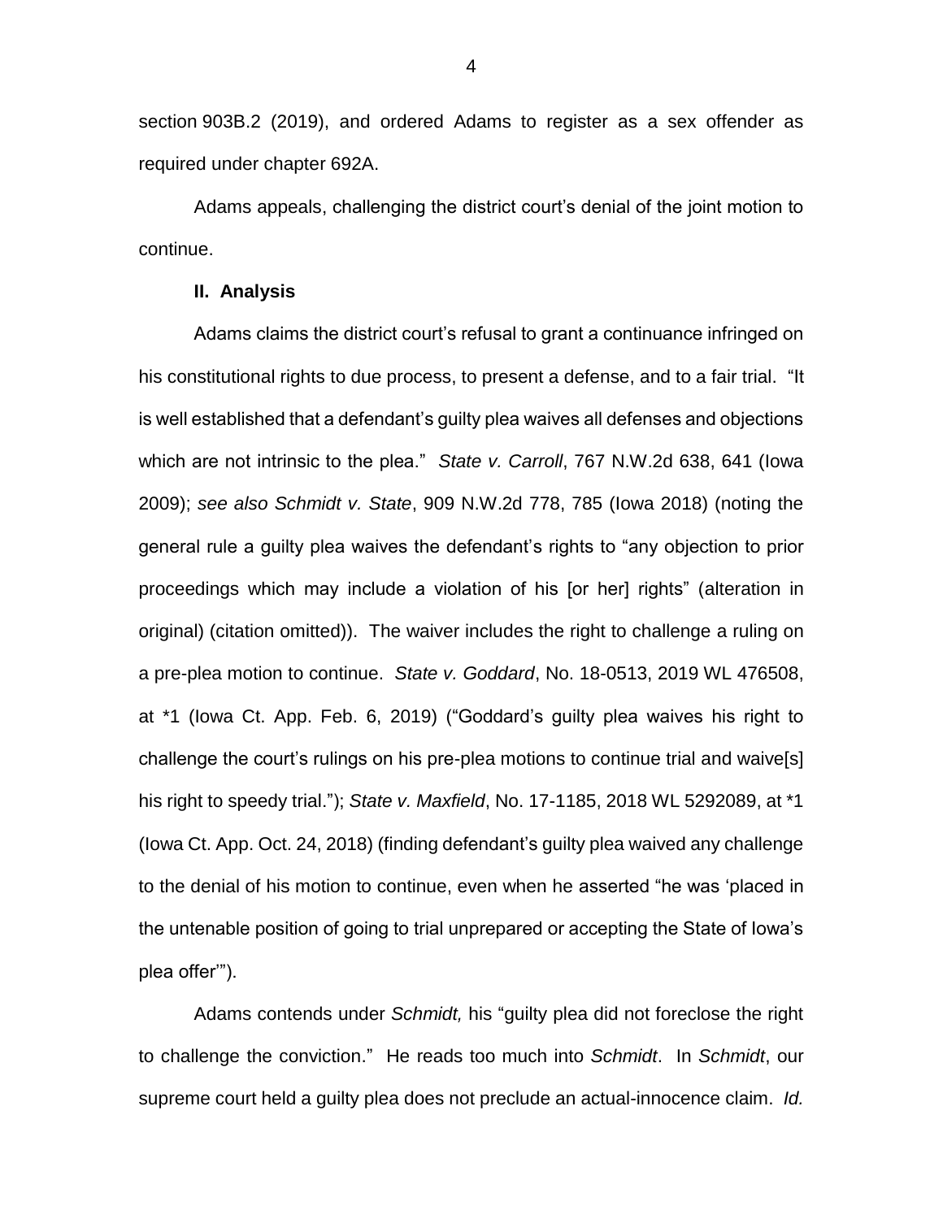section 903B.2 (2019), and ordered Adams to register as a sex offender as required under chapter 692A.

Adams appeals, challenging the district court's denial of the joint motion to continue.

## II. Analysis

Adams claims the district court's refusal to grant a continuance infringed on his constitutional rights to due process, to present a defense, and to a fair trial. "It is well established that a defendant's guilty plea waives all defenses and objections which are not intrinsic to the plea." *State v. Carroll*, 767 N.W.2d 638, 641 (Iowa 2009); *see also Schmidt v. State*, 909 N.W.2d 778, 785 (Iowa 2018) (noting the general rule a guilty plea waives the defendant's rights to "any objection to prior proceedings which may include a violation of his [or her] rights" (alteration in original) (citation omitted)). The waiver includes the right to challenge a ruling on a pre-plea motion to continue. *State v. Goddard*, No. 18-0513, 2019 WL 476508, at *1 (Iowa Ct. App. Feb. 6, 2019) ("Goddard's guilty plea waives his right to challenge the court's rulings on his pre-plea motions to continue trial and waive[s] his right to speedy trial."); *State v. Maxfield*, No. 17-1185, 2018 WL 5292089, at *1 (Iowa Ct. App. Oct. 24, 2018) (finding defendant's guilty plea waived any challenge to the denial of his motion to continue, even when he asserted "he was 'placed in the untenable position of going to trial unprepared or accepting the State of Iowa's plea offer'").

Adams contends under *Schmidt,* his "guilty plea did not foreclose the right to challenge the conviction." He reads too much into *Schmidt*. In *Schmidt*, our supreme court held a guilty plea does not preclude an actual-innocence claim. *Id.*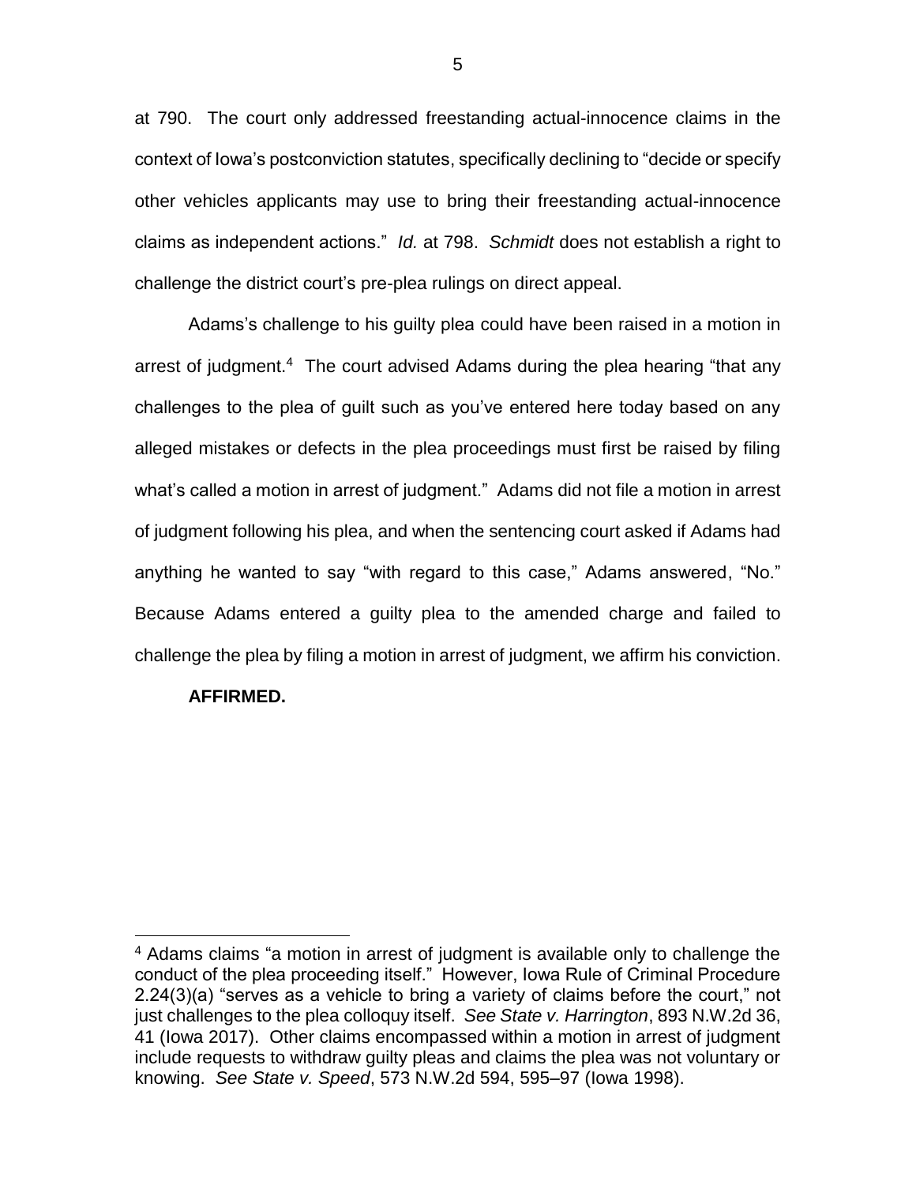at 790. The court only addressed freestanding actual-innocence claims in the context of Iowa's postconviction statutes, specifically declining to "decide or specify other vehicles applicants may use to bring their freestanding actual-innocence claims as independent actions." *Id.* at 798. *Schmidt* does not establish a right to challenge the district court's pre-plea rulings on direct appeal.

Adams's challenge to his guilty plea could have been raised in a motion in arrest of judgment.[4] The court advised Adams during the plea hearing "that any challenges to the plea of guilt such as you've entered here today based on any alleged mistakes or defects in the plea proceedings must first be raised by filing what's called a motion in arrest of judgment." Adams did not file a motion in arrest of judgment following his plea, and when the sentencing court asked if Adams had anything he wanted to say "with regard to this case," Adams answered, "No." Because Adams entered a guilty plea to the amended charge and failed to challenge the plea by filing a motion in arrest of judgment, we affirm his conviction.

**AFFIRMED.**

[4] Adams claims "a motion in arrest of judgment is available only to challenge the conduct of the plea proceeding itself." However, Iowa Rule of Criminal Procedure 2.24(3)(a) "serves as a vehicle to bring a variety of claims before the court," not just challenges to the plea colloquy itself. *See State v. Harrington*, 893 N.W.2d 36, 41 (Iowa 2017). Other claims encompassed within a motion in arrest of judgment include requests to withdraw guilty pleas and claims the plea was not voluntary or knowing. *See State v. Speed*, 573 N.W.2d 594, 595–97 (Iowa 1998).